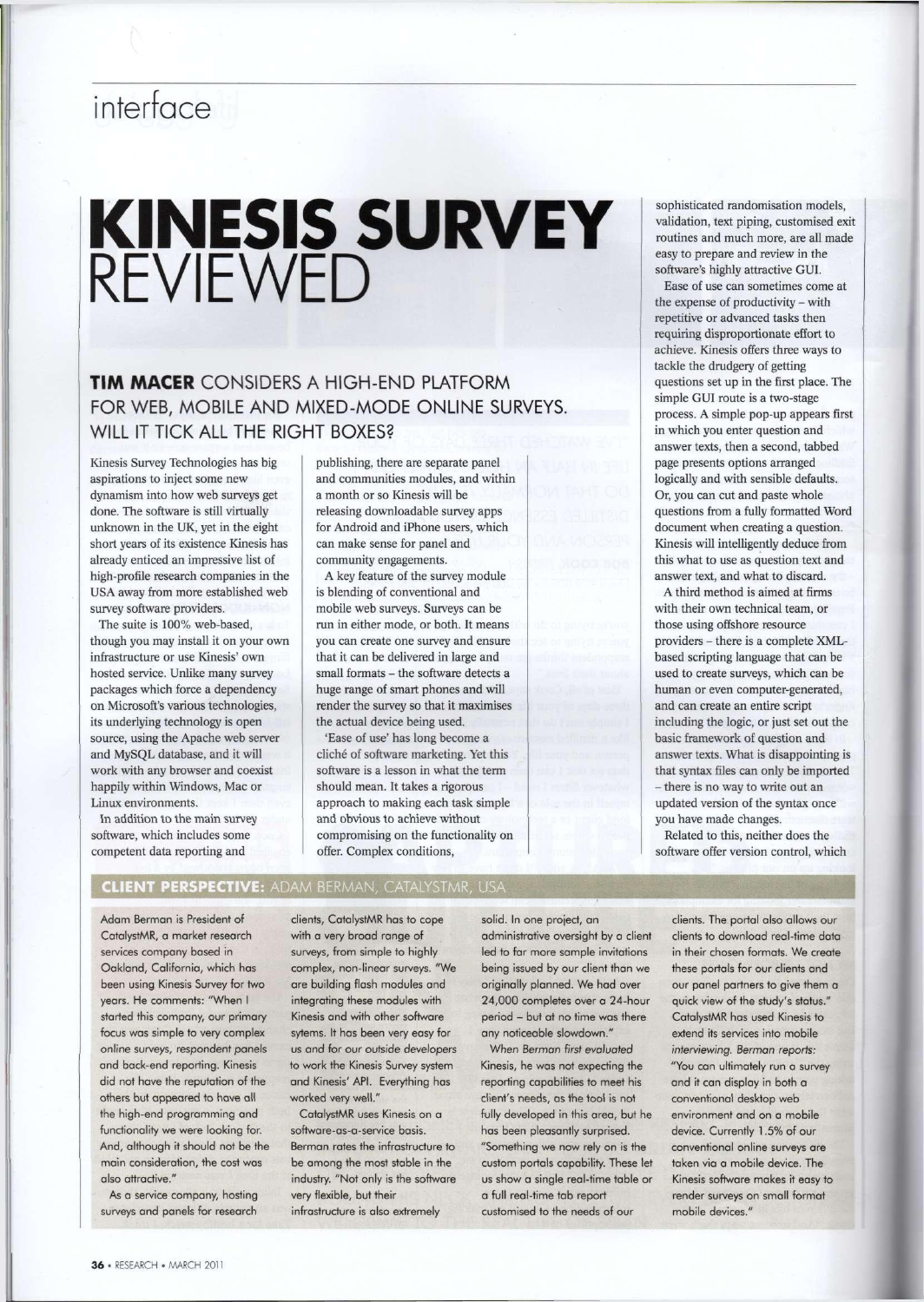interface

# KINESIS SURVEY REVIEWED

## TIM MACER CONSIDERS A HIGH-END PLATFORM FOR WEB, MOBILE AND MIXED-MODE ONLINE SURVEYS. WILL IT TICK ALL THE RIGHT BOXES?

Kinesis Survey Technologies has big aspirations to inject some new dynamism into how web surveys get done. The software is still virtually unknown in the UK, yet in the eight short years of its existence Kinesis has already enticed an impressive list of high-profile research companies in the USA away from more established web survey software providers.

The suite is 100% web-based, though you may install it on your own infrastructure or use Kinesis' own hosted service. Unlike many survey packages which force a dependency on Microsoft's various technologies, its underlying technology is open source, using the Apache web server and MySQL database, and it will work with any browser and coexist happily within Windows, Mac or Linux environments.

In addition to the main survey software, which includes some competent data reporting and publishing, there are separate panel and communities modules, and within a month or so Kinesis will be releasing downloadable survey apps for Android and iPhone users, which can make sense for panel and community engagements.

A key feature of the survey module is blending of conventional and mobile web surveys. Surveys can be run in either mode, or both. It means you can create one survey and ensure that it can be delivered in large and small formats – the software detects a huge range of smart phones and will render the survey so that it maximises the actual device being used.

'Ease of use' has long become a cliché of software marketing. Yet this software is a lesson in what the term should mean. It takes a rigorous approach to making each task simple and obvious to achieve without compromising on the functionality on offer. Complex conditions, sophisticated randomisation models, validation, text piping, customised exit routines and much more, are all made easy to prepare and review in the software's highly attractive GUI.

Ease of use can sometimes come at the expense of productivity – with repetitive or advanced tasks then requiring disproportionate effort to achieve. Kinesis offers three ways to tackle the drudgery of getting questions set up in the first place. The simple GUI route is a two-stage process. A simple pop-up appears first in which you enter question and answer texts, then a second, tabbed page presents options arranged logically and with sensible defaults. Or, you can cut and paste whole questions from a fully formatted Word document when creating a question. Kinesis will intelligently deduce from this what to use as question text and answer text, and what to discard.

A third method is aimed at firms with their own technical team, or those using offshore resource providers – there is a complete XML-based scripting language that can be used to create surveys, which can be human or even computer-generated, and can create an entire script including the logic, or just set out the basic framework of question and answer texts. What is disappointing is that syntax files can only be imported – there is no way to write out an updated version of the syntax once you have made changes.

Related to this, neither does the software offer version control, which

### CLIENT PERSPECTIVE: ADAM BERMAN, CATALYSTMR, USA

Adam Berman is President of CatalystMR, a market research services company based in Oakland, California, which has been using Kinesis Survey for two years. He comments: "When I started this company, our primary focus was simple to very complex online surveys, respondent panels and back-end reporting. Kinesis did not have the reputation of the others but appeared to have all the high-end programming and functionality we were looking for. And, although it should not be the main consideration, the cost was also attractive."

As a service company, hosting surveys and panels for research clients, CatalystMR has to cope with a very broad range of surveys, from simple to highly complex, non-linear surveys. "We are building flash modules and integrating these modules with Kinesis and with other software sytems. It has been very easy for us and for our outside developers to work the Kinesis Survey system and Kinesis' API. Everything has worked very well."

CatalystMR uses Kinesis on a software-as-a-service basis. Berman rates the infrastructure to be among the most stable in the industry. "Not only is the software very flexible, but their infrastructure is also extremely solid. In one project, an administrative oversight by a client led to far more sample invitations being issued by our client than we originally planned. We had over 24,000 completes over a 24-hour period – but at no time was there any noticeable slowdown."

*When Berman first evaluated* Kinesis, he was not expecting the reporting capabilities to meet his client's needs, as the tool is not fully developed in this area, but he has been pleasantly surprised. "Something we now rely on is the custom portals capability. These let us show a single real-time table or a full real-time tab report customised to the needs of our clients. The portal also allows our clients to download real-time data in their chosen formats. We create these portals for our clients and our panel partners to give them a quick view of the study's status." CatalystMR has used Kinesis to extend its services into mobile *interviewing. Berman reports:* "You can ultimately run a survey and it can display in both a conventional desktop web environment and on a mobile device. Currently 1.5% of our conventional online surveys are taken via a mobile device. The Kinesis software makes it easy to render surveys on small format mobile devices."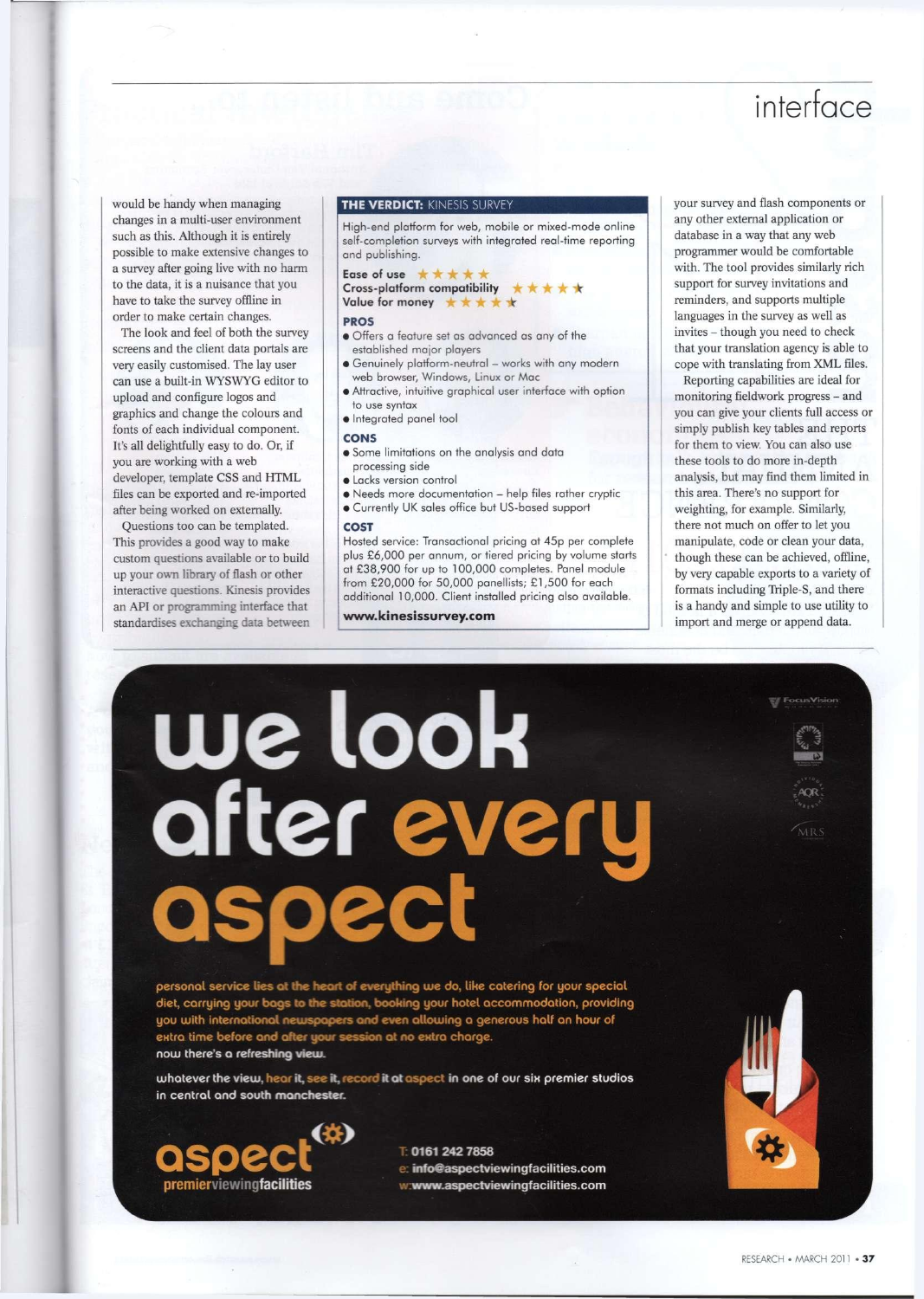would be handy when managing changes in a multi-user environment such as this. Although it is entirely possible to make extensive changes to a survey after going live with no harm to the data, it is a nuisance that you have to take the survey offline in order to make certain changes.

The look and feel of both the survey screens and the client data portals are very easily customised. The lay user can use a built-in WYSWYG editor to upload and configure logos and graphics and change the colours and fonts of each individual component. It's all delightfully easy to do. Or, if you are working with a web developer, template CSS and HTML files can be exported and re-imported after being worked on externally.

Questions too can be templated. This provides a good way to make custom questions available or to build up your own library of flash or other interactive questions. Kinesis provides an API or programming interface that standardises exchanging data between your survey and flash components or any other external application or database in a way that any web programmer would be comfortable with. The tool provides similarly rich support for survey invitations and reminders, and supports multiple languages in the survey as well as invites – though you need to check that your translation agency is able to cope with translating from XML files.

Reporting capabilities are ideal for monitoring fieldwork progress – and you can give your clients full access or simply publish key tables and reports for them to view. You can also use these tools to do more in-depth analysis, but may find them limited in this area. There's no support for weighting, for example. Similarly, there not much on offer to let you manipulate, code or clean your data, though these can be achieved, offline, by very capable exports to a variety of formats including Triple-S, and there is a handy and simple to use utility to import and merge or append data.

## THE VERDICT: KINESIS SURVEY

High-end platform for web, mobile or mixed-mode online self-completion surveys with integrated real-time reporting and publishing.

**Ease of use** ★★★★★
**Cross-platform compatibility** ★★★★½
**Value for money** ★★★★½

**PROS**

- Offers a feature set as advanced as any of the established major players
- Genuinely platform-neutral – works with any modern web browser, Windows, Linux or Mac
- Attractive, intuitive graphical user interface with option to use syntax
- Integrated panel tool

**CONS**

- Some limitations on the analysis and data processing side
- Lacks version control
- Needs more documentation – help files rather cryptic
- Currently UK sales office but US-based support

**COST**

Hosted service: Transactional pricing at 45p per complete plus £6,000 per annum, or tiered pricing by volume starts at £38,900 for up to 100,000 completes. Panel module from £20,000 for 50,000 panellists; £1,500 for each additional 10,000. Client installed pricing also available.

**www.kinesissurvey.com**

---

# we look after every aspect

personal service lies at the heart of everything we do, like catering for your special diet, carrying your bags to the station, booking your hotel accommodation, providing you with international newspapers and even allowing a generous half an hour of extra time before and after your session at no extra charge.
now there's a refreshing view.

whatever the view, hear it, see it, record it at aspect in one of our six premier studios in central and south manchester.

aspect premierviewingfacilities

T: 0161 242 7858
e: info@aspectviewingfacilities.com
w: www.aspectviewingfacilities.com